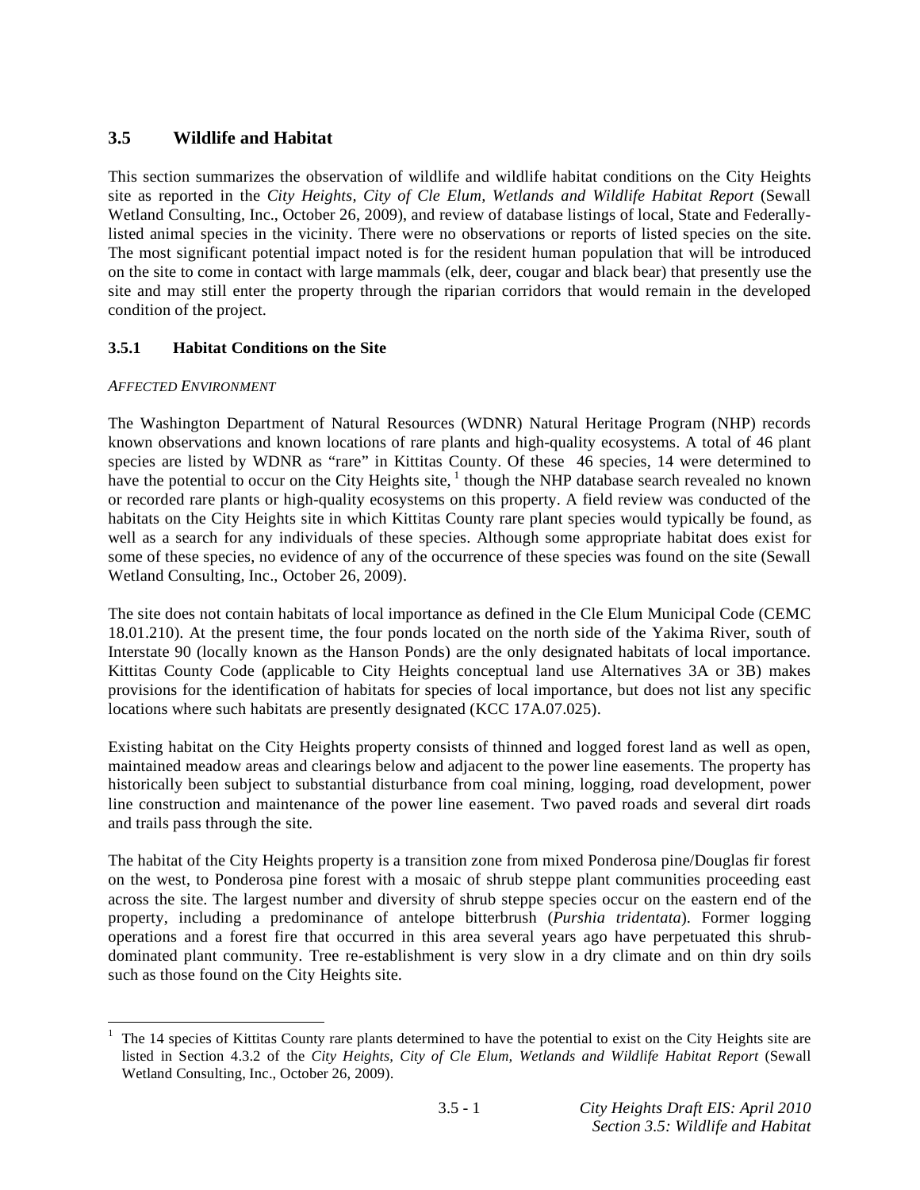## 3.5 Wildlife and Habitat

This section summarizes the observation of wildlife and wildlife habitat conditions on the City Heights site as reported in the *City Heights, City of Cle Elum, Wetlands and Wildlife Habitat Report* (Sewall Wetland Consulting, Inc., October 26, 2009), and review of database listings of local, State and Federally-listed animal species in the vicinity. There were no observations or reports of listed species on the site. The most significant potential impact noted is for the resident human population that will be introduced on the site to come in contact with large mammals (elk, deer, cougar and black bear) that presently use the site and may still enter the property through the riparian corridors that would remain in the developed condition of the project.

### 3.5.1 Habitat Conditions on the Site

*AFFECTED ENVIRONMENT*

The Washington Department of Natural Resources (WDNR) Natural Heritage Program (NHP) records known observations and known locations of rare plants and high-quality ecosystems. A total of 46 plant species are listed by WDNR as "rare" in Kittitas County. Of these 46 species, 14 were determined to have the potential to occur on the City Heights site, [1] though the NHP database search revealed no known or recorded rare plants or high-quality ecosystems on this property. A field review was conducted of the habitats on the City Heights site in which Kittitas County rare plant species would typically be found, as well as a search for any individuals of these species. Although some appropriate habitat does exist for some of these species, no evidence of any of the occurrence of these species was found on the site (Sewall Wetland Consulting, Inc., October 26, 2009).

The site does not contain habitats of local importance as defined in the Cle Elum Municipal Code (CEMC 18.01.210). At the present time, the four ponds located on the north side of the Yakima River, south of Interstate 90 (locally known as the Hanson Ponds) are the only designated habitats of local importance. Kittitas County Code (applicable to City Heights conceptual land use Alternatives 3A or 3B) makes provisions for the identification of habitats for species of local importance, but does not list any specific locations where such habitats are presently designated (KCC 17A.07.025).

Existing habitat on the City Heights property consists of thinned and logged forest land as well as open, maintained meadow areas and clearings below and adjacent to the power line easements. The property has historically been subject to substantial disturbance from coal mining, logging, road development, power line construction and maintenance of the power line easement. Two paved roads and several dirt roads and trails pass through the site.

The habitat of the City Heights property is a transition zone from mixed Ponderosa pine/Douglas fir forest on the west, to Ponderosa pine forest with a mosaic of shrub steppe plant communities proceeding east across the site. The largest number and diversity of shrub steppe species occur on the eastern end of the property, including a predominance of antelope bitterbrush (*Purshia tridentata*). Former logging operations and a forest fire that occurred in this area several years ago have perpetuated this shrub-dominated plant community. Tree re-establishment is very slow in a dry climate and on thin dry soils such as those found on the City Heights site.

---

[1] The 14 species of Kittitas County rare plants determined to have the potential to exist on the City Heights site are listed in Section 4.3.2 of the *City Heights, City of Cle Elum, Wetlands and Wildlife Habitat Report* (Sewall Wetland Consulting, Inc., October 26, 2009).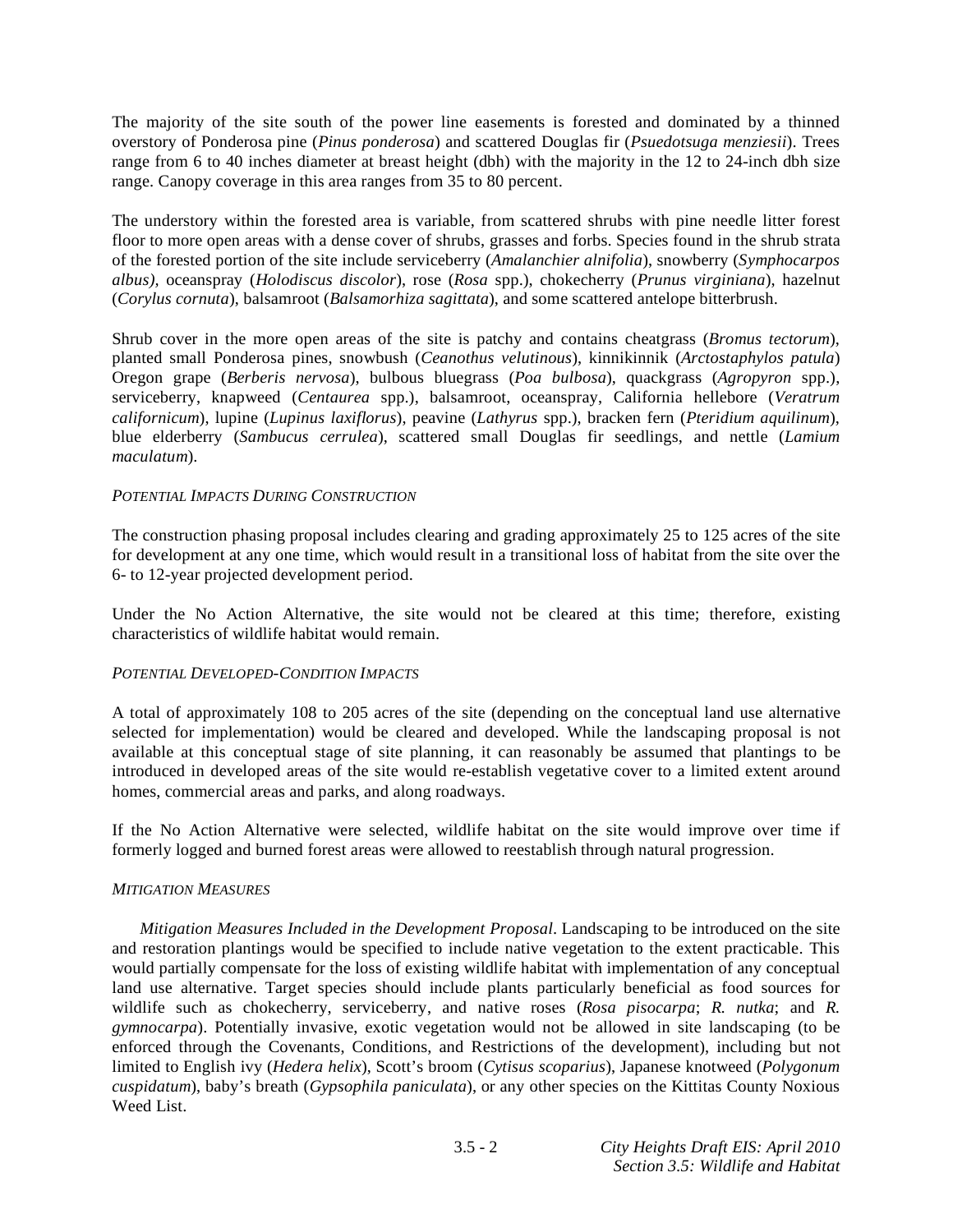The majority of the site south of the power line easements is forested and dominated by a thinned overstory of Ponderosa pine (*Pinus ponderosa*) and scattered Douglas fir (*Psuedotsuga menziesii*). Trees range from 6 to 40 inches diameter at breast height (dbh) with the majority in the 12 to 24-inch dbh size range. Canopy coverage in this area ranges from 35 to 80 percent.

The understory within the forested area is variable, from scattered shrubs with pine needle litter forest floor to more open areas with a dense cover of shrubs, grasses and forbs. Species found in the shrub strata of the forested portion of the site include serviceberry (*Amalanchier alnifolia*), snowberry (*Symphocarpos albus)*, oceanspray (*Holodiscus discolor*), rose (*Rosa* spp.), chokecherry (*Prunus virginiana*), hazelnut (*Corylus cornuta*), balsamroot (*Balsamorhiza sagittata*), and some scattered antelope bitterbrush.

Shrub cover in the more open areas of the site is patchy and contains cheatgrass (*Bromus tectorum*), planted small Ponderosa pines, snowbush (*Ceanothus velutinous*), kinnikinnik (*Arctostaphylos patula*) Oregon grape (*Berberis nervosa*), bulbous bluegrass (*Poa bulbosa*), quackgrass (*Agropyron* spp.), serviceberry, knapweed (*Centaurea* spp.), balsamroot, oceanspray, California hellebore (*Veratrum californicum*), lupine (*Lupinus laxiflorus*), peavine (*Lathyrus* spp.), bracken fern (*Pteridium aquilinum*), blue elderberry (*Sambucus cerrulea*), scattered small Douglas fir seedlings, and nettle (*Lamium maculatum*).

*POTENTIAL IMPACTS DURING CONSTRUCTION*

The construction phasing proposal includes clearing and grading approximately 25 to 125 acres of the site for development at any one time, which would result in a transitional loss of habitat from the site over the 6- to 12-year projected development period.

Under the No Action Alternative, the site would not be cleared at this time; therefore, existing characteristics of wildlife habitat would remain.

*POTENTIAL DEVELOPED-CONDITION IMPACTS*

A total of approximately 108 to 205 acres of the site (depending on the conceptual land use alternative selected for implementation) would be cleared and developed. While the landscaping proposal is not available at this conceptual stage of site planning, it can reasonably be assumed that plantings to be introduced in developed areas of the site would re-establish vegetative cover to a limited extent around homes, commercial areas and parks, and along roadways.

If the No Action Alternative were selected, wildlife habitat on the site would improve over time if formerly logged and burned forest areas were allowed to reestablish through natural progression.

*MITIGATION MEASURES*

*Mitigation Measures Included in the Development Proposal*. Landscaping to be introduced on the site and restoration plantings would be specified to include native vegetation to the extent practicable. This would partially compensate for the loss of existing wildlife habitat with implementation of any conceptual land use alternative. Target species should include plants particularly beneficial as food sources for wildlife such as chokecherry, serviceberry, and native roses (*Rosa pisocarpa*; *R. nutka*; and *R. gymnocarpa*). Potentially invasive, exotic vegetation would not be allowed in site landscaping (to be enforced through the Covenants, Conditions, and Restrictions of the development), including but not limited to English ivy (*Hedera helix*), Scott's broom (*Cytisus scoparius*), Japanese knotweed (*Polygonum cuspidatum*), baby's breath (*Gypsophila paniculata*), or any other species on the Kittitas County Noxious Weed List.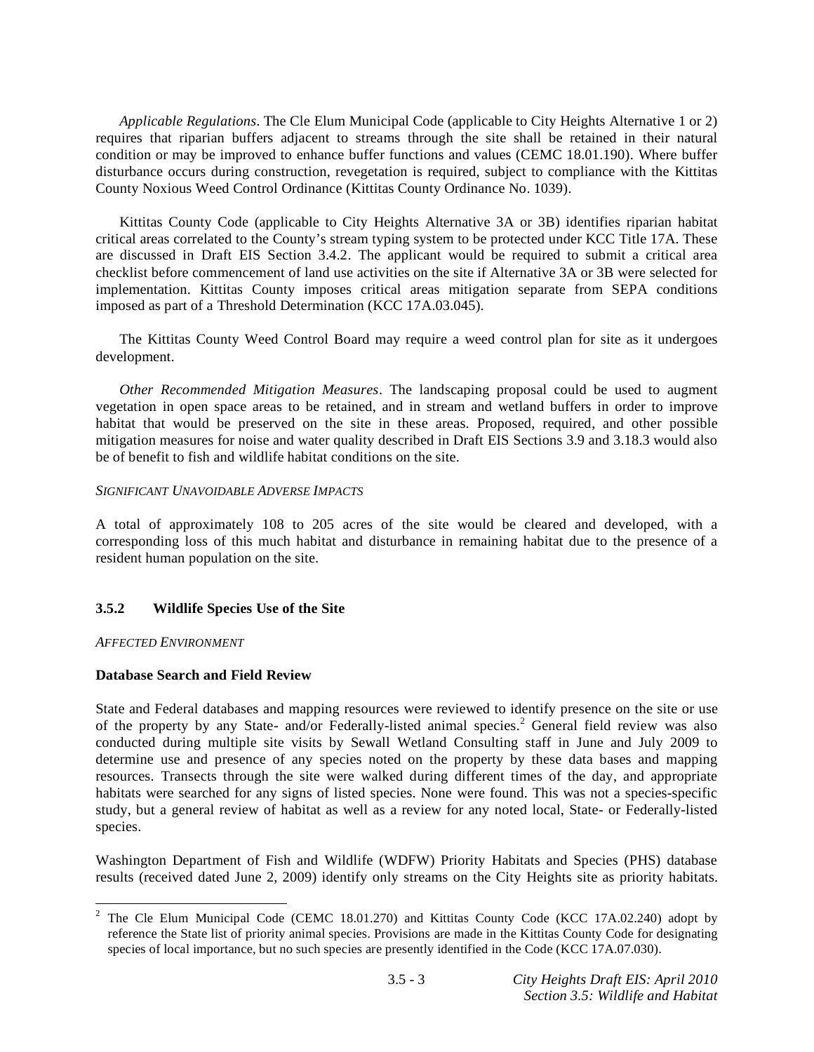*Applicable Regulations*. The Cle Elum Municipal Code (applicable to City Heights Alternative 1 or 2) requires that riparian buffers adjacent to streams through the site shall be retained in their natural condition or may be improved to enhance buffer functions and values (CEMC 18.01.190). Where buffer disturbance occurs during construction, revegetation is required, subject to compliance with the Kittitas County Noxious Weed Control Ordinance (Kittitas County Ordinance No. 1039).

Kittitas County Code (applicable to City Heights Alternative 3A or 3B) identifies riparian habitat critical areas correlated to the County's stream typing system to be protected under KCC Title 17A. These are discussed in Draft EIS Section 3.4.2. The applicant would be required to submit a critical area checklist before commencement of land use activities on the site if Alternative 3A or 3B were selected for implementation. Kittitas County imposes critical areas mitigation separate from SEPA conditions imposed as part of a Threshold Determination (KCC 17A.03.045).

The Kittitas County Weed Control Board may require a weed control plan for site as it undergoes development.

*Other Recommended Mitigation Measures*. The landscaping proposal could be used to augment vegetation in open space areas to be retained, and in stream and wetland buffers in order to improve habitat that would be preserved on the site in these areas. Proposed, required, and other possible mitigation measures for noise and water quality described in Draft EIS Sections 3.9 and 3.18.3 would also be of benefit to fish and wildlife habitat conditions on the site.

*SIGNIFICANT UNAVOIDABLE ADVERSE IMPACTS*

A total of approximately 108 to 205 acres of the site would be cleared and developed, with a corresponding loss of this much habitat and disturbance in remaining habitat due to the presence of a resident human population on the site.

### 3.5.2 Wildlife Species Use of the Site

*AFFECTED ENVIRONMENT*

**Database Search and Field Review**

State and Federal databases and mapping resources were reviewed to identify presence on the site or use of the property by any State- and/or Federally-listed animal species.[2] General field review was also conducted during multiple site visits by Sewall Wetland Consulting staff in June and July 2009 to determine use and presence of any species noted on the property by these data bases and mapping resources. Transects through the site were walked during different times of the day, and appropriate habitats were searched for any signs of listed species. None were found. This was not a species-specific study, but a general review of habitat as well as a review for any noted local, State- or Federally-listed species.

Washington Department of Fish and Wildlife (WDFW) Priority Habitats and Species (PHS) database results (received dated June 2, 2009) identify only streams on the City Heights site as priority habitats.

[2] The Cle Elum Municipal Code (CEMC 18.01.270) and Kittitas County Code (KCC 17A.02.240) adopt by reference the State list of priority animal species. Provisions are made in the Kittitas County Code for designating species of local importance, but no such species are presently identified in the Code (KCC 17A.07.030).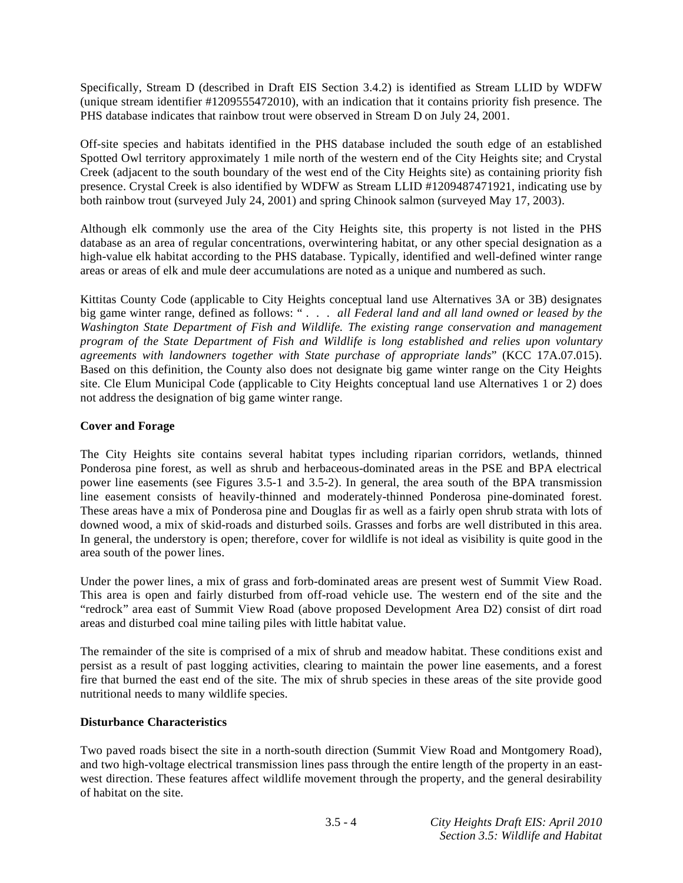Specifically, Stream D (described in Draft EIS Section 3.4.2) is identified as Stream LLID by WDFW (unique stream identifier #1209555472010), with an indication that it contains priority fish presence. The PHS database indicates that rainbow trout were observed in Stream D on July 24, 2001.

Off-site species and habitats identified in the PHS database included the south edge of an established Spotted Owl territory approximately 1 mile north of the western end of the City Heights site; and Crystal Creek (adjacent to the south boundary of the west end of the City Heights site) as containing priority fish presence. Crystal Creek is also identified by WDFW as Stream LLID #1209487471921, indicating use by both rainbow trout (surveyed July 24, 2001) and spring Chinook salmon (surveyed May 17, 2003).

Although elk commonly use the area of the City Heights site, this property is not listed in the PHS database as an area of regular concentrations, overwintering habitat, or any other special designation as a high-value elk habitat according to the PHS database. Typically, identified and well-defined winter range areas or areas of elk and mule deer accumulations are noted as a unique and numbered as such.

Kittitas County Code (applicable to City Heights conceptual land use Alternatives 3A or 3B) designates big game winter range, defined as follows: " . . . *all Federal land and all land owned or leased by the Washington State Department of Fish and Wildlife. The existing range conservation and management program of the State Department of Fish and Wildlife is long established and relies upon voluntary agreements with landowners together with State purchase of appropriate lands*" (KCC 17A.07.015). Based on this definition, the County also does not designate big game winter range on the City Heights site. Cle Elum Municipal Code (applicable to City Heights conceptual land use Alternatives 1 or 2) does not address the designation of big game winter range.

**Cover and Forage**

The City Heights site contains several habitat types including riparian corridors, wetlands, thinned Ponderosa pine forest, as well as shrub and herbaceous-dominated areas in the PSE and BPA electrical power line easements (see Figures 3.5-1 and 3.5-2). In general, the area south of the BPA transmission line easement consists of heavily-thinned and moderately-thinned Ponderosa pine-dominated forest. These areas have a mix of Ponderosa pine and Douglas fir as well as a fairly open shrub strata with lots of downed wood, a mix of skid-roads and disturbed soils. Grasses and forbs are well distributed in this area. In general, the understory is open; therefore, cover for wildlife is not ideal as visibility is quite good in the area south of the power lines.

Under the power lines, a mix of grass and forb-dominated areas are present west of Summit View Road. This area is open and fairly disturbed from off-road vehicle use. The western end of the site and the "redrock" area east of Summit View Road (above proposed Development Area D2) consist of dirt road areas and disturbed coal mine tailing piles with little habitat value.

The remainder of the site is comprised of a mix of shrub and meadow habitat. These conditions exist and persist as a result of past logging activities, clearing to maintain the power line easements, and a forest fire that burned the east end of the site. The mix of shrub species in these areas of the site provide good nutritional needs to many wildlife species.

**Disturbance Characteristics**

Two paved roads bisect the site in a north-south direction (Summit View Road and Montgomery Road), and two high-voltage electrical transmission lines pass through the entire length of the property in an east-west direction. These features affect wildlife movement through the property, and the general desirability of habitat on the site.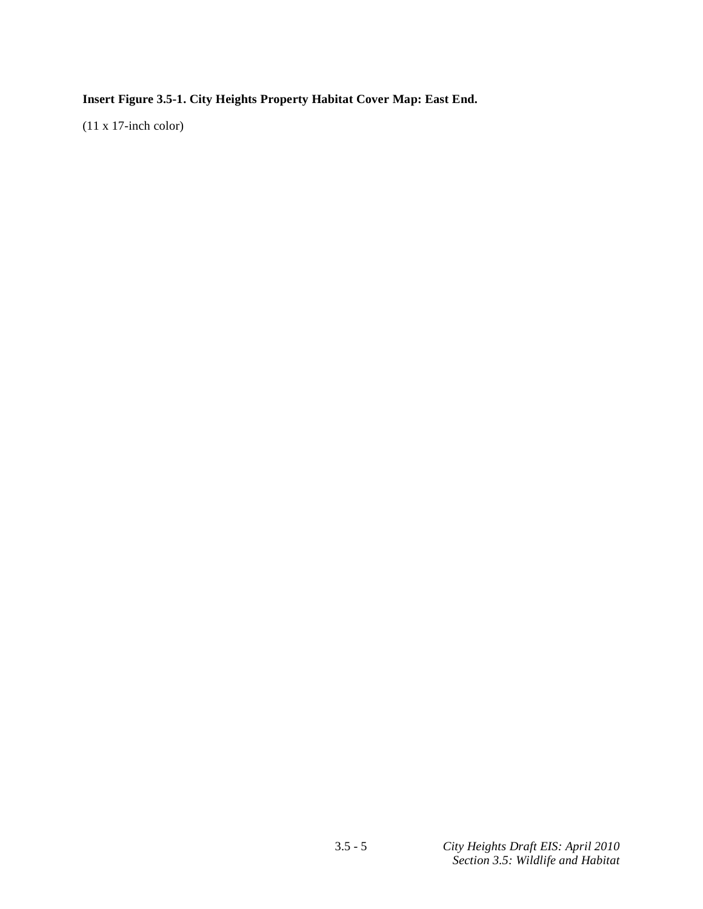**Insert Figure 3.5-1. City Heights Property Habitat Cover Map: East End.**

(11 x 17-inch color)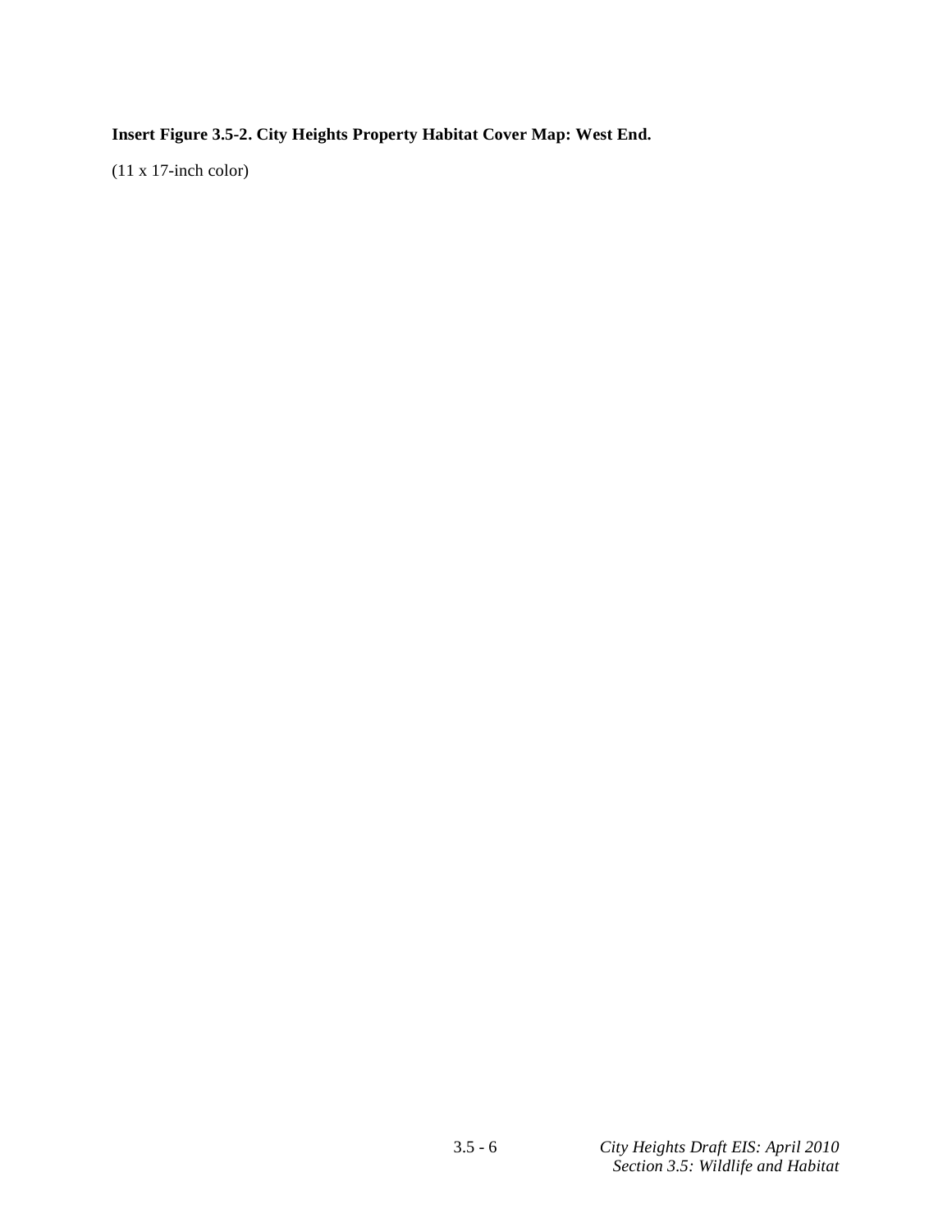**Insert Figure 3.5-2. City Heights Property Habitat Cover Map: West End.**

(11 x 17-inch color)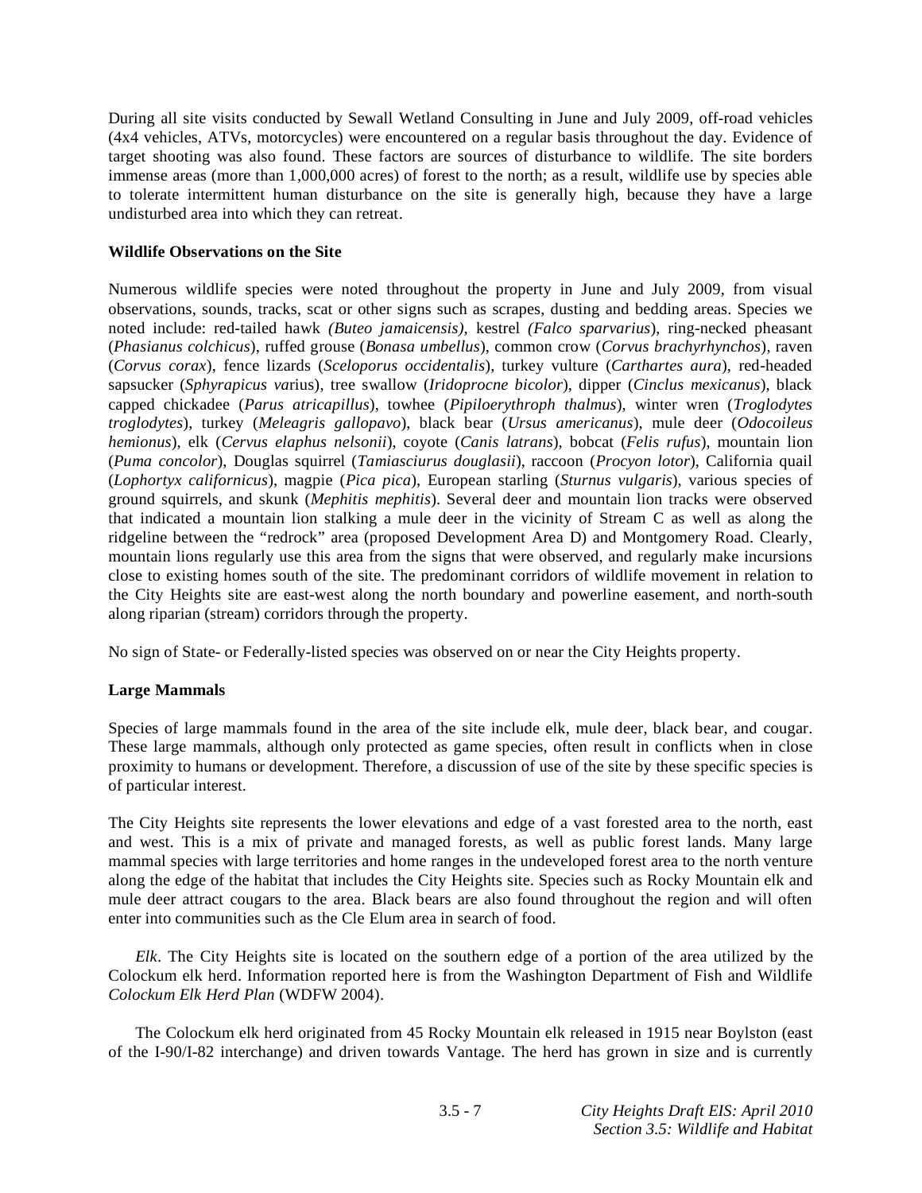During all site visits conducted by Sewall Wetland Consulting in June and July 2009, off-road vehicles (4x4 vehicles, ATVs, motorcycles) were encountered on a regular basis throughout the day. Evidence of target shooting was also found. These factors are sources of disturbance to wildlife. The site borders immense areas (more than 1,000,000 acres) of forest to the north; as a result, wildlife use by species able to tolerate intermittent human disturbance on the site is generally high, because they have a large undisturbed area into which they can retreat.

**Wildlife Observations on the Site**

Numerous wildlife species were noted throughout the property in June and July 2009, from visual observations, sounds, tracks, scat or other signs such as scrapes, dusting and bedding areas. Species we noted include: red-tailed hawk *(Buteo jamaicensis)*, kestrel *(Falco sparvarius*), ring-necked pheasant (*Phasianus colchicus*), ruffed grouse (*Bonasa umbellus*), common crow (*Corvus brachyrhynchos*), raven (*Corvus corax*), fence lizards (*Sceloporus occidentalis*), turkey vulture (*Carthartes aura*), red-headed sapsucker (*Sphyrapicus va*rius), tree swallow (*Iridoprocne bicolor*), dipper (*Cinclus mexicanus*), black capped chickadee (*Parus atricapillus*), towhee (*Pipiloerythroph thalmus*), winter wren (*Troglodytes troglodytes*), turkey (*Meleagris gallopavo*), black bear (*Ursus americanus*), mule deer (*Odocoileus hemionus*), elk (*Cervus elaphus nelsonii*), coyote (*Canis latrans*), bobcat (*Felis rufus*), mountain lion (*Puma concolor*), Douglas squirrel (*Tamiasciurus douglasii*), raccoon (*Procyon lotor*), California quail (*Lophortyx californicus*), magpie (*Pica pica*), European starling (*Sturnus vulgaris*), various species of ground squirrels, and skunk (*Mephitis mephitis*). Several deer and mountain lion tracks were observed that indicated a mountain lion stalking a mule deer in the vicinity of Stream C as well as along the ridgeline between the "redrock" area (proposed Development Area D) and Montgomery Road. Clearly, mountain lions regularly use this area from the signs that were observed, and regularly make incursions close to existing homes south of the site. The predominant corridors of wildlife movement in relation to the City Heights site are east-west along the north boundary and powerline easement, and north-south along riparian (stream) corridors through the property.

No sign of State- or Federally-listed species was observed on or near the City Heights property.

**Large Mammals**

Species of large mammals found in the area of the site include elk, mule deer, black bear, and cougar. These large mammals, although only protected as game species, often result in conflicts when in close proximity to humans or development. Therefore, a discussion of use of the site by these specific species is of particular interest.

The City Heights site represents the lower elevations and edge of a vast forested area to the north, east and west. This is a mix of private and managed forests, as well as public forest lands. Many large mammal species with large territories and home ranges in the undeveloped forest area to the north venture along the edge of the habitat that includes the City Heights site. Species such as Rocky Mountain elk and mule deer attract cougars to the area. Black bears are also found throughout the region and will often enter into communities such as the Cle Elum area in search of food.

*Elk*. The City Heights site is located on the southern edge of a portion of the area utilized by the Colockum elk herd. Information reported here is from the Washington Department of Fish and Wildlife *Colockum Elk Herd Plan* (WDFW 2004).

The Colockum elk herd originated from 45 Rocky Mountain elk released in 1915 near Boylston (east of the I-90/I-82 interchange) and driven towards Vantage. The herd has grown in size and is currently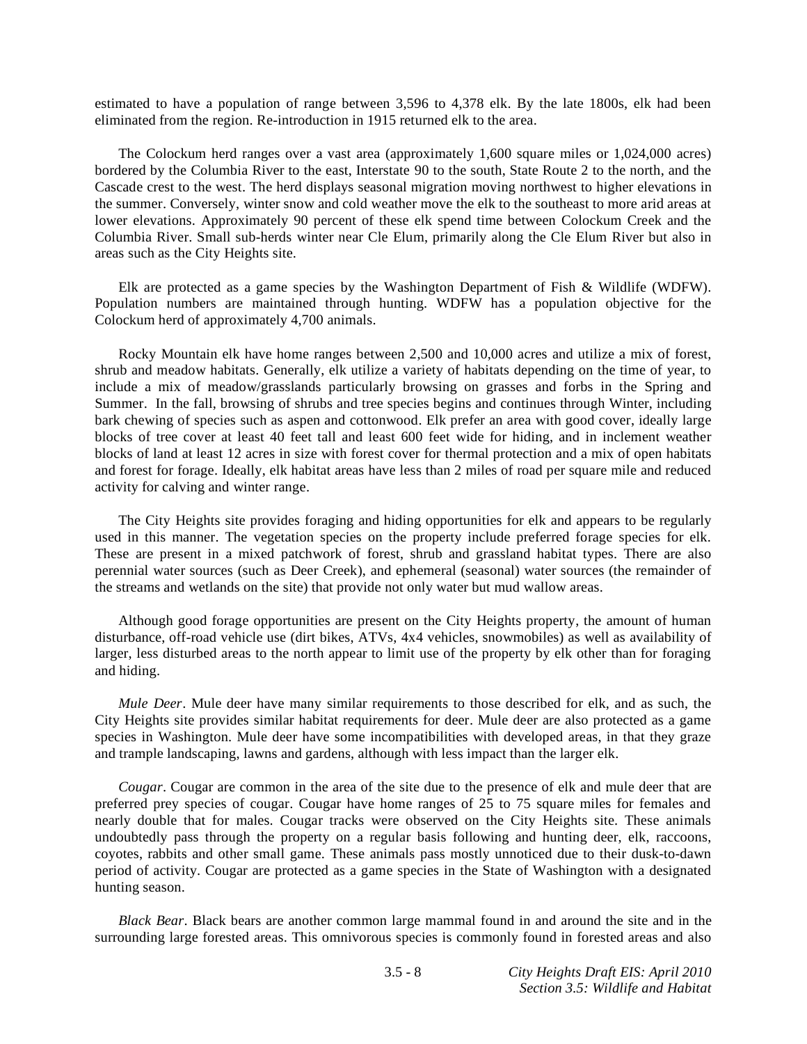estimated to have a population of range between 3,596 to 4,378 elk. By the late 1800s, elk had been eliminated from the region. Re-introduction in 1915 returned elk to the area.

The Colockum herd ranges over a vast area (approximately 1,600 square miles or 1,024,000 acres) bordered by the Columbia River to the east, Interstate 90 to the south, State Route 2 to the north, and the Cascade crest to the west. The herd displays seasonal migration moving northwest to higher elevations in the summer. Conversely, winter snow and cold weather move the elk to the southeast to more arid areas at lower elevations. Approximately 90 percent of these elk spend time between Colockum Creek and the Columbia River. Small sub-herds winter near Cle Elum, primarily along the Cle Elum River but also in areas such as the City Heights site.

Elk are protected as a game species by the Washington Department of Fish & Wildlife (WDFW). Population numbers are maintained through hunting. WDFW has a population objective for the Colockum herd of approximately 4,700 animals.

Rocky Mountain elk have home ranges between 2,500 and 10,000 acres and utilize a mix of forest, shrub and meadow habitats. Generally, elk utilize a variety of habitats depending on the time of year, to include a mix of meadow/grasslands particularly browsing on grasses and forbs in the Spring and Summer. In the fall, browsing of shrubs and tree species begins and continues through Winter, including bark chewing of species such as aspen and cottonwood. Elk prefer an area with good cover, ideally large blocks of tree cover at least 40 feet tall and least 600 feet wide for hiding, and in inclement weather blocks of land at least 12 acres in size with forest cover for thermal protection and a mix of open habitats and forest for forage. Ideally, elk habitat areas have less than 2 miles of road per square mile and reduced activity for calving and winter range.

The City Heights site provides foraging and hiding opportunities for elk and appears to be regularly used in this manner. The vegetation species on the property include preferred forage species for elk. These are present in a mixed patchwork of forest, shrub and grassland habitat types. There are also perennial water sources (such as Deer Creek), and ephemeral (seasonal) water sources (the remainder of the streams and wetlands on the site) that provide not only water but mud wallow areas.

Although good forage opportunities are present on the City Heights property, the amount of human disturbance, off-road vehicle use (dirt bikes, ATVs, 4x4 vehicles, snowmobiles) as well as availability of larger, less disturbed areas to the north appear to limit use of the property by elk other than for foraging and hiding.

*Mule Deer*. Mule deer have many similar requirements to those described for elk, and as such, the City Heights site provides similar habitat requirements for deer. Mule deer are also protected as a game species in Washington. Mule deer have some incompatibilities with developed areas, in that they graze and trample landscaping, lawns and gardens, although with less impact than the larger elk.

*Cougar*. Cougar are common in the area of the site due to the presence of elk and mule deer that are preferred prey species of cougar. Cougar have home ranges of 25 to 75 square miles for females and nearly double that for males. Cougar tracks were observed on the City Heights site. These animals undoubtedly pass through the property on a regular basis following and hunting deer, elk, raccoons, coyotes, rabbits and other small game. These animals pass mostly unnoticed due to their dusk-to-dawn period of activity. Cougar are protected as a game species in the State of Washington with a designated hunting season.

*Black Bear*. Black bears are another common large mammal found in and around the site and in the surrounding large forested areas. This omnivorous species is commonly found in forested areas and also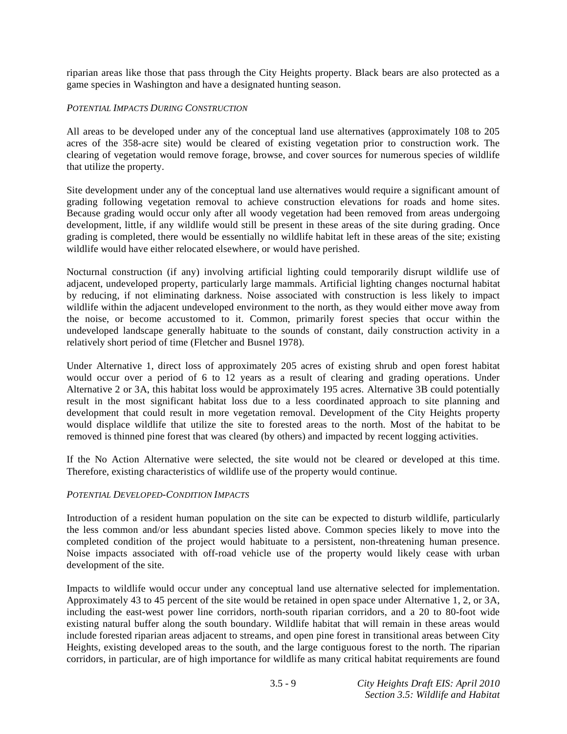riparian areas like those that pass through the City Heights property. Black bears are also protected as a game species in Washington and have a designated hunting season.

*POTENTIAL IMPACTS DURING CONSTRUCTION*

All areas to be developed under any of the conceptual land use alternatives (approximately 108 to 205 acres of the 358-acre site) would be cleared of existing vegetation prior to construction work. The clearing of vegetation would remove forage, browse, and cover sources for numerous species of wildlife that utilize the property.

Site development under any of the conceptual land use alternatives would require a significant amount of grading following vegetation removal to achieve construction elevations for roads and home sites. Because grading would occur only after all woody vegetation had been removed from areas undergoing development, little, if any wildlife would still be present in these areas of the site during grading. Once grading is completed, there would be essentially no wildlife habitat left in these areas of the site; existing wildlife would have either relocated elsewhere, or would have perished.

Nocturnal construction (if any) involving artificial lighting could temporarily disrupt wildlife use of adjacent, undeveloped property, particularly large mammals. Artificial lighting changes nocturnal habitat by reducing, if not eliminating darkness. Noise associated with construction is less likely to impact wildlife within the adjacent undeveloped environment to the north, as they would either move away from the noise, or become accustomed to it. Common, primarily forest species that occur within the undeveloped landscape generally habituate to the sounds of constant, daily construction activity in a relatively short period of time (Fletcher and Busnel 1978).

Under Alternative 1, direct loss of approximately 205 acres of existing shrub and open forest habitat would occur over a period of 6 to 12 years as a result of clearing and grading operations. Under Alternative 2 or 3A, this habitat loss would be approximately 195 acres. Alternative 3B could potentially result in the most significant habitat loss due to a less coordinated approach to site planning and development that could result in more vegetation removal. Development of the City Heights property would displace wildlife that utilize the site to forested areas to the north. Most of the habitat to be removed is thinned pine forest that was cleared (by others) and impacted by recent logging activities.

If the No Action Alternative were selected, the site would not be cleared or developed at this time. Therefore, existing characteristics of wildlife use of the property would continue.

*POTENTIAL DEVELOPED-CONDITION IMPACTS*

Introduction of a resident human population on the site can be expected to disturb wildlife, particularly the less common and/or less abundant species listed above. Common species likely to move into the completed condition of the project would habituate to a persistent, non-threatening human presence. Noise impacts associated with off-road vehicle use of the property would likely cease with urban development of the site.

Impacts to wildlife would occur under any conceptual land use alternative selected for implementation. Approximately 43 to 45 percent of the site would be retained in open space under Alternative 1, 2, or 3A, including the east-west power line corridors, north-south riparian corridors, and a 20 to 80-foot wide existing natural buffer along the south boundary. Wildlife habitat that will remain in these areas would include forested riparian areas adjacent to streams, and open pine forest in transitional areas between City Heights, existing developed areas to the south, and the large contiguous forest to the north. The riparian corridors, in particular, are of high importance for wildlife as many critical habitat requirements are found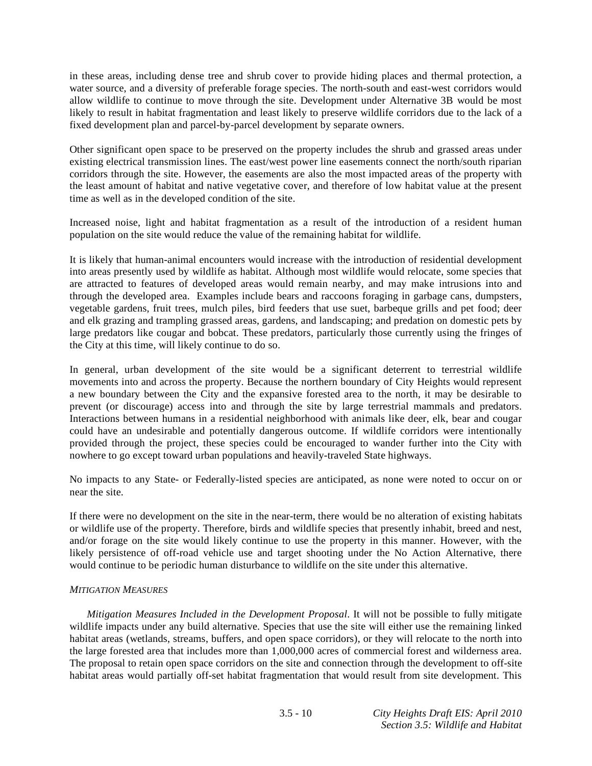in these areas, including dense tree and shrub cover to provide hiding places and thermal protection, a water source, and a diversity of preferable forage species. The north-south and east-west corridors would allow wildlife to continue to move through the site. Development under Alternative 3B would be most likely to result in habitat fragmentation and least likely to preserve wildlife corridors due to the lack of a fixed development plan and parcel-by-parcel development by separate owners.

Other significant open space to be preserved on the property includes the shrub and grassed areas under existing electrical transmission lines. The east/west power line easements connect the north/south riparian corridors through the site. However, the easements are also the most impacted areas of the property with the least amount of habitat and native vegetative cover, and therefore of low habitat value at the present time as well as in the developed condition of the site.

Increased noise, light and habitat fragmentation as a result of the introduction of a resident human population on the site would reduce the value of the remaining habitat for wildlife.

It is likely that human-animal encounters would increase with the introduction of residential development into areas presently used by wildlife as habitat. Although most wildlife would relocate, some species that are attracted to features of developed areas would remain nearby, and may make intrusions into and through the developed area. Examples include bears and raccoons foraging in garbage cans, dumpsters, vegetable gardens, fruit trees, mulch piles, bird feeders that use suet, barbeque grills and pet food; deer and elk grazing and trampling grassed areas, gardens, and landscaping; and predation on domestic pets by large predators like cougar and bobcat. These predators, particularly those currently using the fringes of the City at this time, will likely continue to do so.

In general, urban development of the site would be a significant deterrent to terrestrial wildlife movements into and across the property. Because the northern boundary of City Heights would represent a new boundary between the City and the expansive forested area to the north, it may be desirable to prevent (or discourage) access into and through the site by large terrestrial mammals and predators. Interactions between humans in a residential neighborhood with animals like deer, elk, bear and cougar could have an undesirable and potentially dangerous outcome. If wildlife corridors were intentionally provided through the project, these species could be encouraged to wander further into the City with nowhere to go except toward urban populations and heavily-traveled State highways.

No impacts to any State- or Federally-listed species are anticipated, as none were noted to occur on or near the site.

If there were no development on the site in the near-term, there would be no alteration of existing habitats or wildlife use of the property. Therefore, birds and wildlife species that presently inhabit, breed and nest, and/or forage on the site would likely continue to use the property in this manner. However, with the likely persistence of off-road vehicle use and target shooting under the No Action Alternative, there would continue to be periodic human disturbance to wildlife on the site under this alternative.

*MITIGATION MEASURES*

*Mitigation Measures Included in the Development Proposal*. It will not be possible to fully mitigate wildlife impacts under any build alternative. Species that use the site will either use the remaining linked habitat areas (wetlands, streams, buffers, and open space corridors), or they will relocate to the north into the large forested area that includes more than 1,000,000 acres of commercial forest and wilderness area. The proposal to retain open space corridors on the site and connection through the development to off-site habitat areas would partially off-set habitat fragmentation that would result from site development. This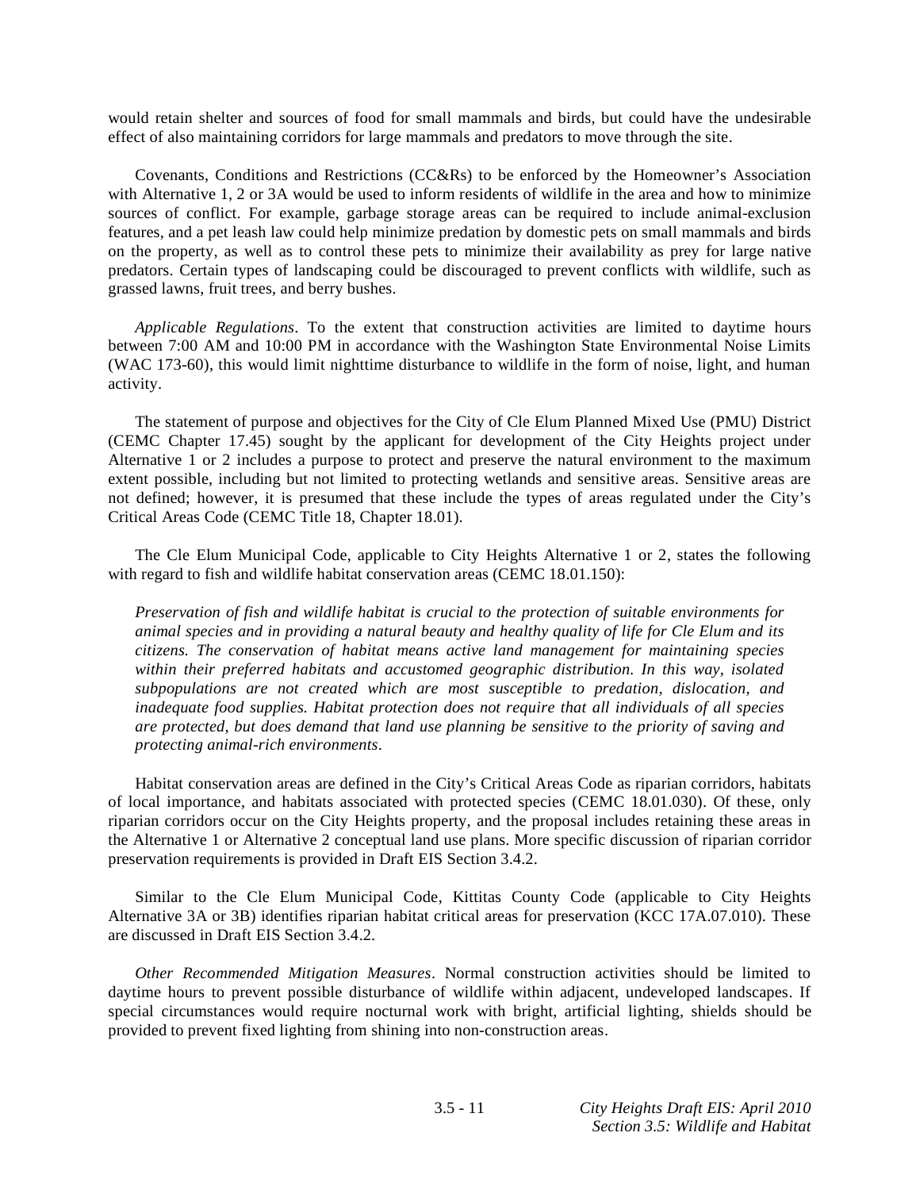would retain shelter and sources of food for small mammals and birds, but could have the undesirable effect of also maintaining corridors for large mammals and predators to move through the site.

Covenants, Conditions and Restrictions (CC&Rs) to be enforced by the Homeowner's Association with Alternative 1, 2 or 3A would be used to inform residents of wildlife in the area and how to minimize sources of conflict. For example, garbage storage areas can be required to include animal-exclusion features, and a pet leash law could help minimize predation by domestic pets on small mammals and birds on the property, as well as to control these pets to minimize their availability as prey for large native predators. Certain types of landscaping could be discouraged to prevent conflicts with wildlife, such as grassed lawns, fruit trees, and berry bushes.

*Applicable Regulations*. To the extent that construction activities are limited to daytime hours between 7:00 AM and 10:00 PM in accordance with the Washington State Environmental Noise Limits (WAC 173-60), this would limit nighttime disturbance to wildlife in the form of noise, light, and human activity.

The statement of purpose and objectives for the City of Cle Elum Planned Mixed Use (PMU) District (CEMC Chapter 17.45) sought by the applicant for development of the City Heights project under Alternative 1 or 2 includes a purpose to protect and preserve the natural environment to the maximum extent possible, including but not limited to protecting wetlands and sensitive areas. Sensitive areas are not defined; however, it is presumed that these include the types of areas regulated under the City's Critical Areas Code (CEMC Title 18, Chapter 18.01).

The Cle Elum Municipal Code, applicable to City Heights Alternative 1 or 2, states the following with regard to fish and wildlife habitat conservation areas (CEMC 18.01.150):

> *Preservation of fish and wildlife habitat is crucial to the protection of suitable environments for animal species and in providing a natural beauty and healthy quality of life for Cle Elum and its citizens. The conservation of habitat means active land management for maintaining species within their preferred habitats and accustomed geographic distribution. In this way, isolated subpopulations are not created which are most susceptible to predation, dislocation, and inadequate food supplies. Habitat protection does not require that all individuals of all species are protected, but does demand that land use planning be sensitive to the priority of saving and protecting animal-rich environments*.

Habitat conservation areas are defined in the City's Critical Areas Code as riparian corridors, habitats of local importance, and habitats associated with protected species (CEMC 18.01.030). Of these, only riparian corridors occur on the City Heights property, and the proposal includes retaining these areas in the Alternative 1 or Alternative 2 conceptual land use plans. More specific discussion of riparian corridor preservation requirements is provided in Draft EIS Section 3.4.2.

Similar to the Cle Elum Municipal Code, Kittitas County Code (applicable to City Heights Alternative 3A or 3B) identifies riparian habitat critical areas for preservation (KCC 17A.07.010). These are discussed in Draft EIS Section 3.4.2.

*Other Recommended Mitigation Measures*. Normal construction activities should be limited to daytime hours to prevent possible disturbance of wildlife within adjacent, undeveloped landscapes. If special circumstances would require nocturnal work with bright, artificial lighting, shields should be provided to prevent fixed lighting from shining into non-construction areas.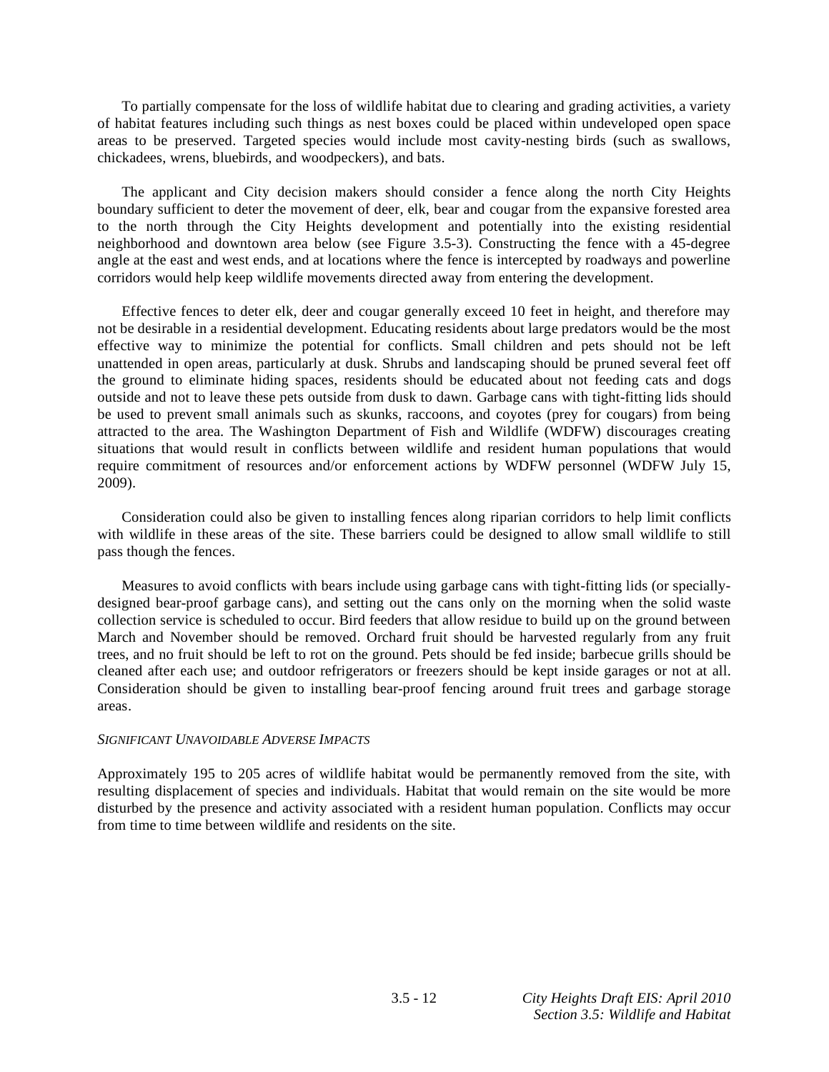To partially compensate for the loss of wildlife habitat due to clearing and grading activities, a variety of habitat features including such things as nest boxes could be placed within undeveloped open space areas to be preserved. Targeted species would include most cavity-nesting birds (such as swallows, chickadees, wrens, bluebirds, and woodpeckers), and bats.

The applicant and City decision makers should consider a fence along the north City Heights boundary sufficient to deter the movement of deer, elk, bear and cougar from the expansive forested area to the north through the City Heights development and potentially into the existing residential neighborhood and downtown area below (see Figure 3.5-3). Constructing the fence with a 45-degree angle at the east and west ends, and at locations where the fence is intercepted by roadways and powerline corridors would help keep wildlife movements directed away from entering the development.

Effective fences to deter elk, deer and cougar generally exceed 10 feet in height, and therefore may not be desirable in a residential development. Educating residents about large predators would be the most effective way to minimize the potential for conflicts. Small children and pets should not be left unattended in open areas, particularly at dusk. Shrubs and landscaping should be pruned several feet off the ground to eliminate hiding spaces, residents should be educated about not feeding cats and dogs outside and not to leave these pets outside from dusk to dawn. Garbage cans with tight-fitting lids should be used to prevent small animals such as skunks, raccoons, and coyotes (prey for cougars) from being attracted to the area. The Washington Department of Fish and Wildlife (WDFW) discourages creating situations that would result in conflicts between wildlife and resident human populations that would require commitment of resources and/or enforcement actions by WDFW personnel (WDFW July 15, 2009).

Consideration could also be given to installing fences along riparian corridors to help limit conflicts with wildlife in these areas of the site. These barriers could be designed to allow small wildlife to still pass though the fences.

Measures to avoid conflicts with bears include using garbage cans with tight-fitting lids (or specially-designed bear-proof garbage cans), and setting out the cans only on the morning when the solid waste collection service is scheduled to occur. Bird feeders that allow residue to build up on the ground between March and November should be removed. Orchard fruit should be harvested regularly from any fruit trees, and no fruit should be left to rot on the ground. Pets should be fed inside; barbecue grills should be cleaned after each use; and outdoor refrigerators or freezers should be kept inside garages or not at all. Consideration should be given to installing bear-proof fencing around fruit trees and garbage storage areas.

*SIGNIFICANT UNAVOIDABLE ADVERSE IMPACTS*

Approximately 195 to 205 acres of wildlife habitat would be permanently removed from the site, with resulting displacement of species and individuals. Habitat that would remain on the site would be more disturbed by the presence and activity associated with a resident human population. Conflicts may occur from time to time between wildlife and residents on the site.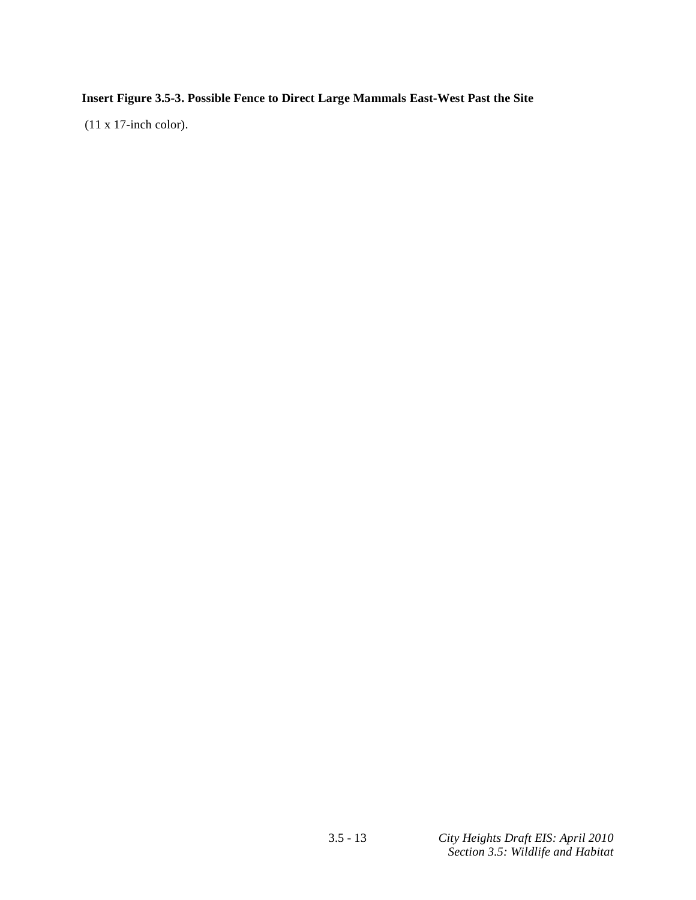**Insert Figure 3.5-3. Possible Fence to Direct Large Mammals East-West Past the Site**

(11 x 17-inch color).